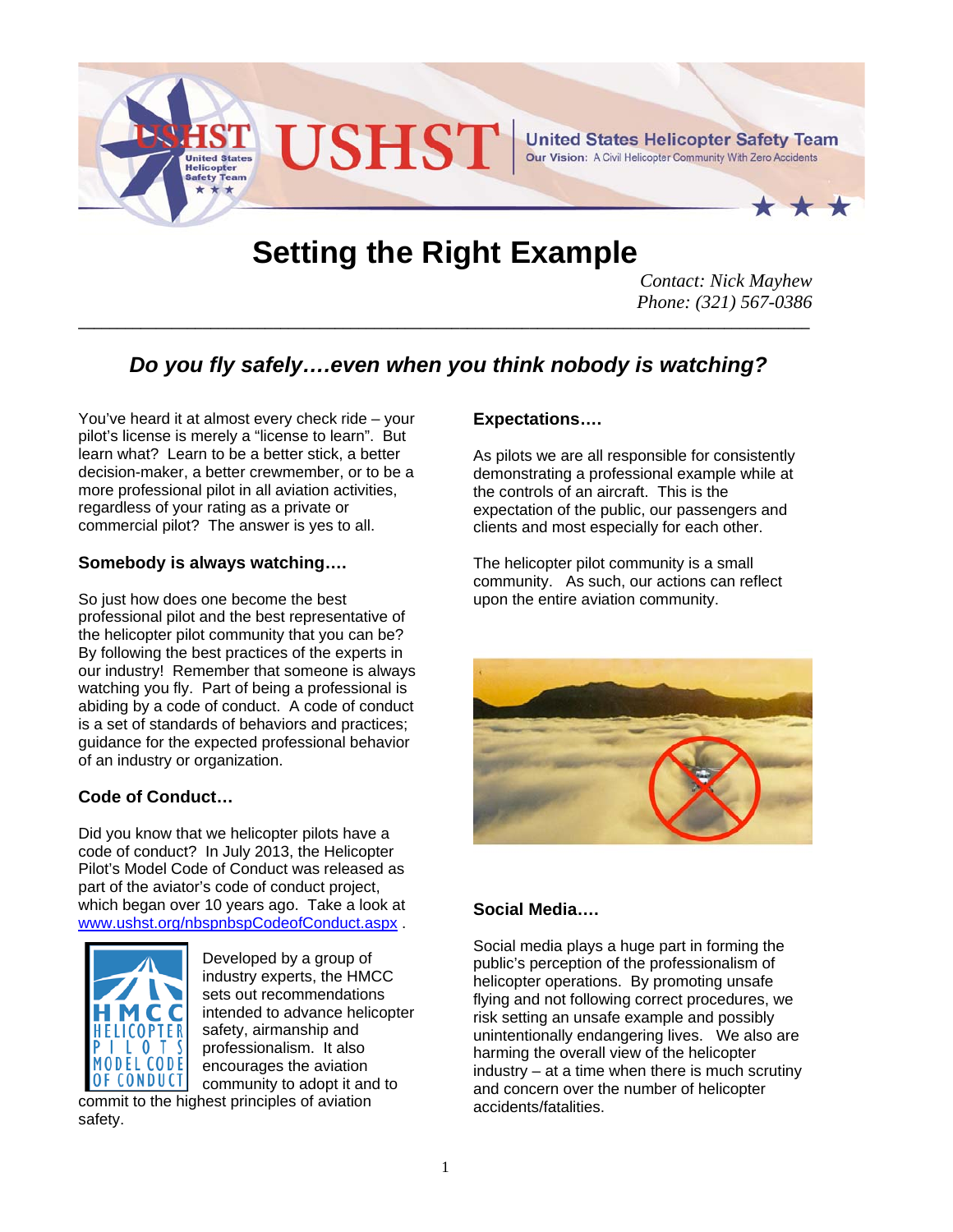# Setting the Right Example

*Contact: Nick Mayhew*
*Phone: (321) 567-0386*

---

## *Do you fly safely….even when you think nobody is watching?*

You've heard it at almost every check ride – your pilot's license is merely a "license to learn". But learn what? Learn to be a better stick, a better decision-maker, a better crewmember, or to be a more professional pilot in all aviation activities, regardless of your rating as a private or commercial pilot? The answer is yes to all.

### Somebody is always watching….

So just how does one become the best professional pilot and the best representative of the helicopter pilot community that you can be? By following the best practices of the experts in our industry! Remember that someone is always watching you fly. Part of being a professional is abiding by a code of conduct. A code of conduct is a set of standards of behaviors and practices; guidance for the expected professional behavior of an industry or organization.

### Code of Conduct…

Did you know that we helicopter pilots have a code of conduct? In July 2013, the Helicopter Pilot's Model Code of Conduct was released as part of the aviator's code of conduct project, which began over 10 years ago. Take a look at [www.ushst.org/nbspnbspCodeofConduct.aspx](www.ushst.org/nbspnbspCodeofConduct.aspx) .

Developed by a group of industry experts, the HMCC sets out recommendations intended to advance helicopter safety, airmanship and professionalism. It also encourages the aviation community to adopt it and to commit to the highest principles of aviation safety.

### Expectations….

As pilots we are all responsible for consistently demonstrating a professional example while at the controls of an aircraft. This is the expectation of the public, our passengers and clients and most especially for each other.

The helicopter pilot community is a small community. As such, our actions can reflect upon the entire aviation community.

### Social Media….

Social media plays a huge part in forming the public's perception of the professionalism of helicopter operations. By promoting unsafe flying and not following correct procedures, we risk setting an unsafe example and possibly unintentionally endangering lives. We also are harming the overall view of the helicopter industry – at a time when there is much scrutiny and concern over the number of helicopter accidents/fatalities.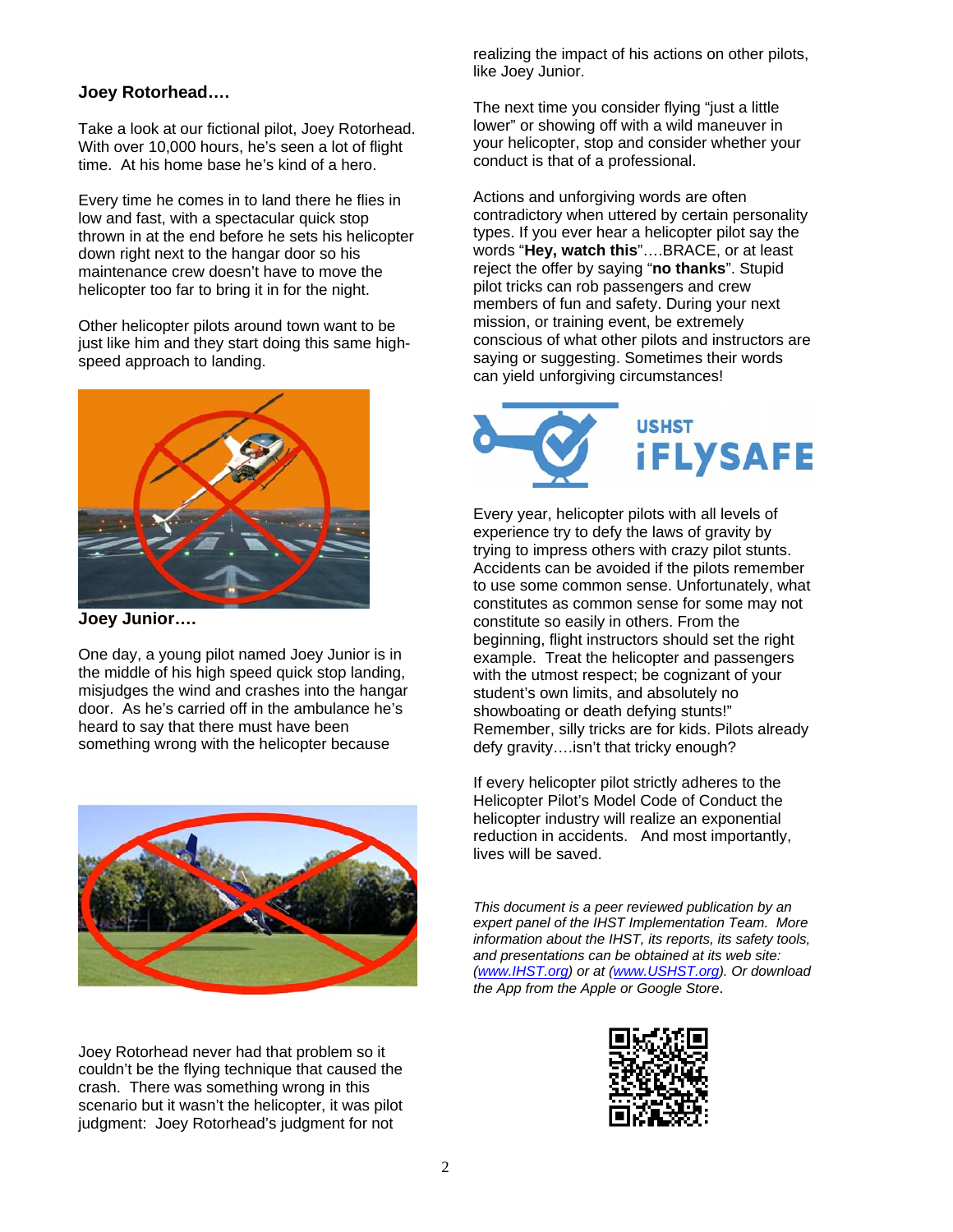### Joey Rotorhead….

Take a look at our fictional pilot, Joey Rotorhead. With over 10,000 hours, he's seen a lot of flight time. At his home base he's kind of a hero.

Every time he comes in to land there he flies in low and fast, with a spectacular quick stop thrown in at the end before he sets his helicopter down right next to the hangar door so his maintenance crew doesn't have to move the helicopter too far to bring it in for the night.

Other helicopter pilots around town want to be just like him and they start doing this same high-speed approach to landing.

### Joey Junior….

One day, a young pilot named Joey Junior is in the middle of his high speed quick stop landing, misjudges the wind and crashes into the hangar door. As he's carried off in the ambulance he's heard to say that there must have been something wrong with the helicopter because

Joey Rotorhead never had that problem so it couldn't be the flying technique that caused the crash. There was something wrong in this scenario but it wasn't the helicopter, it was pilot judgment: Joey Rotorhead's judgment for not realizing the impact of his actions on other pilots, like Joey Junior.

The next time you consider flying "just a little lower" or showing off with a wild maneuver in your helicopter, stop and consider whether your conduct is that of a professional.

Actions and unforgiving words are often contradictory when uttered by certain personality types. If you ever hear a helicopter pilot say the words "**Hey, watch this**"….BRACE, or at least reject the offer by saying "**no thanks**". Stupid pilot tricks can rob passengers and crew members of fun and safety. During your next mission, or training event, be extremely conscious of what other pilots and instructors are saying or suggesting. Sometimes their words can yield unforgiving circumstances!

USHST iFLYSAFE

Every year, helicopter pilots with all levels of experience try to defy the laws of gravity by trying to impress others with crazy pilot stunts. Accidents can be avoided if the pilots remember to use some common sense. Unfortunately, what constitutes as common sense for some may not constitute so easily in others. From the beginning, flight instructors should set the right example. Treat the helicopter and passengers with the utmost respect; be cognizant of your student's own limits, and absolutely no showboating or death defying stunts!" Remember, silly tricks are for kids. Pilots already defy gravity….isn't that tricky enough?

If every helicopter pilot strictly adheres to the Helicopter Pilot's Model Code of Conduct the helicopter industry will realize an exponential reduction in accidents. And most importantly, lives will be saved.

*This document is a peer reviewed publication by an expert panel of the IHST Implementation Team. More information about the IHST, its reports, its safety tools, and presentations can be obtained at its web site: (www.IHST.org) or at (www.USHST.org). Or download the App from the Apple or Google Store.*